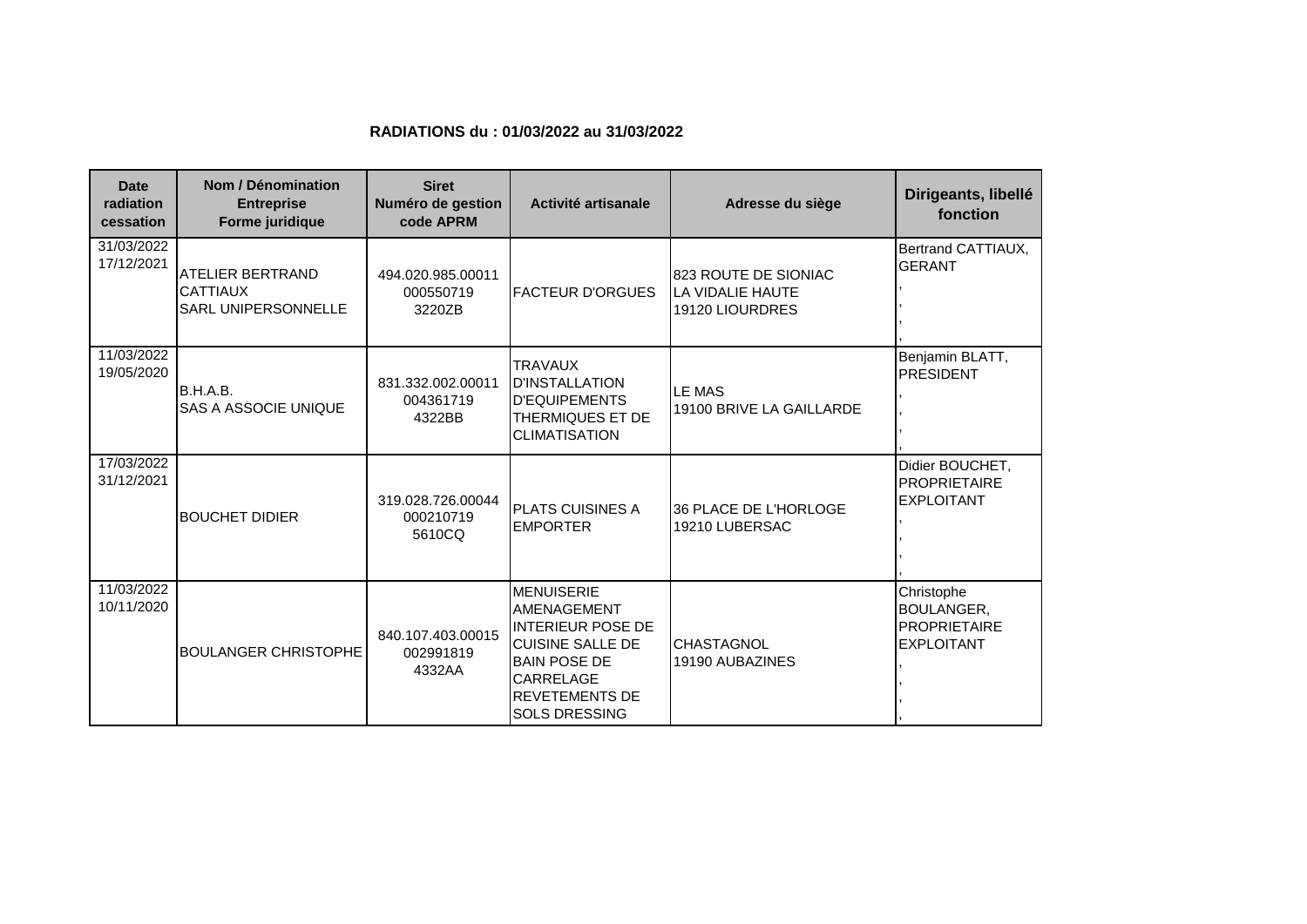**RADIATIONS du : 01/03/2022 au 31/03/2022**

| Date radiation cessation | Nom / Dénomination Entreprise Forme juridique | Siret Numéro de gestion code APRM | Activité artisanale | Adresse du siège | Dirigeants, libellé fonction |
|---|---|---|---|---|---|
| 31/03/2022<br>17/12/2021 | ATELIER BERTRAND CATTIAUX<br>SARL UNIPERSONNELLE | 494.020.985.00011<br>000550719<br>3220ZB | FACTEUR D'ORGUES | 823 ROUTE DE SIONIAC<br>LA VIDALIE HAUTE<br>19120 LIOURDRES | Bertrand CATTIAUX, GERANT<br>,<br>,<br>,<br>, |
| 11/03/2022<br>19/05/2020 | B.H.A.B.<br>SAS A ASSOCIE UNIQUE | 831.332.002.00011<br>004361719<br>4322BB | TRAVAUX D'INSTALLATION D'EQUIPEMENTS THERMIQUES ET DE CLIMATISATION | LE MAS<br>19100 BRIVE LA GAILLARDE | Benjamin BLATT, PRESIDENT<br>,<br>,<br>,<br>, |
| 17/03/2022<br>31/12/2021 | BOUCHET DIDIER | 319.028.726.00044<br>000210719<br>5610CQ | PLATS CUISINES A EMPORTER | 36 PLACE DE L'HORLOGE<br>19210 LUBERSAC | Didier BOUCHET, PROPRIETAIRE EXPLOITANT<br>,<br>,<br>, |
| 11/03/2022<br>10/11/2020 | BOULANGER CHRISTOPHE | 840.107.403.00015<br>002991819<br>4332AA | MENUISERIE AMENAGEMENT INTERIEUR POSE DE CUISINE SALLE DE BAIN POSE DE CARRELAGE REVETEMENTS DE SOLS DRESSING | CHASTAGNOL<br>19190 AUBAZINES | Christophe BOULANGER, PROPRIETAIRE EXPLOITANT<br>,<br>,<br>,<br>, |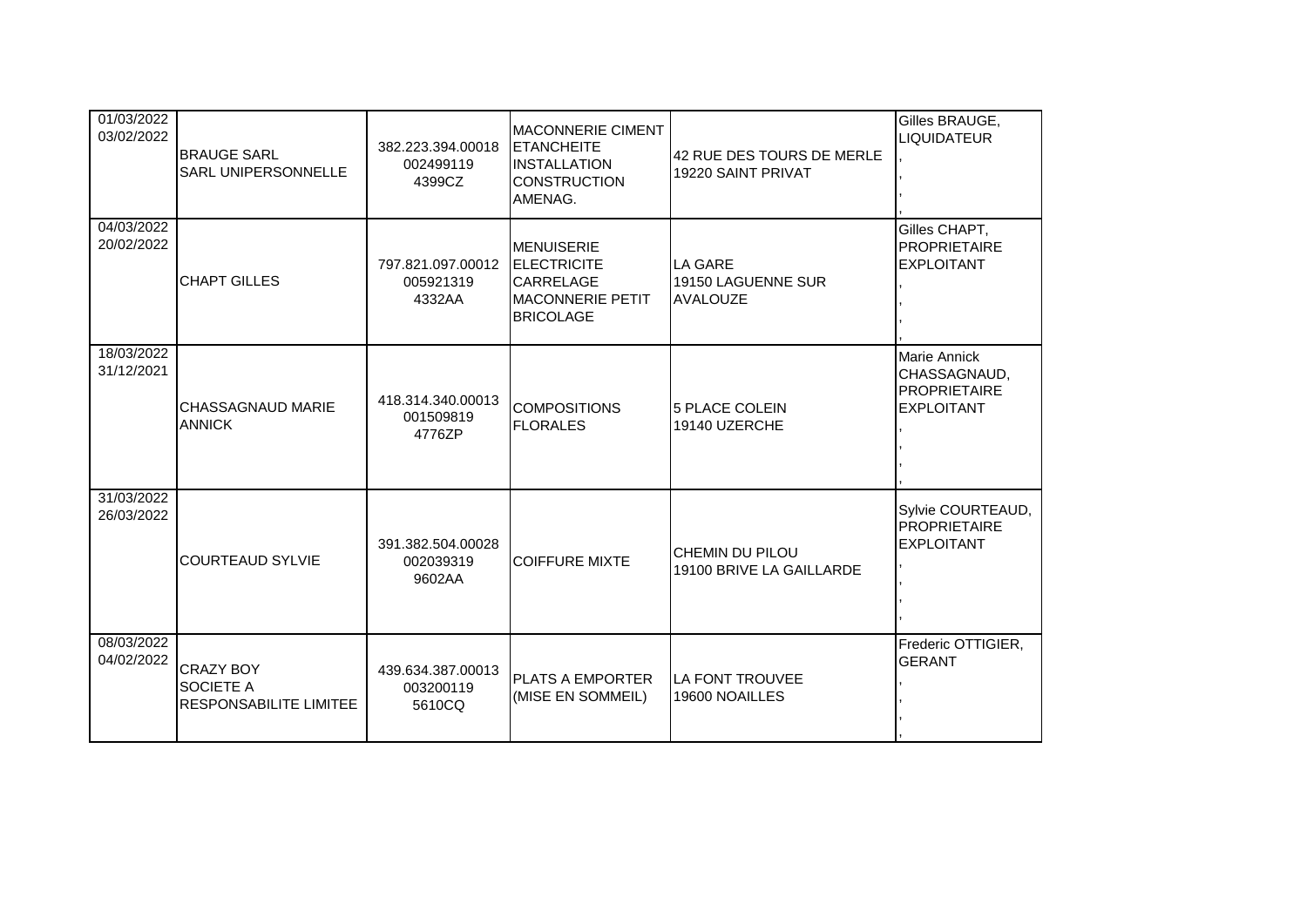| | | | | | |
|---|---|---|---|---|---|
| 01/03/2022<br>03/02/2022 | BRAUGE SARL<br>SARL UNIPERSONNELLE | 382.223.394.00018<br>002499119<br>4399CZ | MACONNERIE CIMENT ETANCHEITE INSTALLATION CONSTRUCTION AMENAG. | 42 RUE DES TOURS DE MERLE<br>19220 SAINT PRIVAT | Gilles BRAUGE, LIQUIDATEUR<br>,<br>,<br>, |
| 04/03/2022<br>20/02/2022 | CHAPT GILLES | 797.821.097.00012<br>005921319<br>4332AA | MENUISERIE ELECTRICITE CARRELAGE MACONNERIE PETIT BRICOLAGE | LA GARE<br>19150 LAGUENNE SUR AVALOUZE | Gilles CHAPT, PROPRIETAIRE EXPLOITANT<br>,<br>,<br>, |
| 18/03/2022<br>31/12/2021 | CHASSAGNAUD MARIE ANNICK | 418.314.340.00013<br>001509819<br>4776ZP | COMPOSITIONS FLORALES | 5 PLACE COLEIN<br>19140 UZERCHE | Marie Annick CHASSAGNAUD, PROPRIETAIRE EXPLOITANT<br>,<br>,<br>, |
| 31/03/2022<br>26/03/2022 | COURTEAUD SYLVIE | 391.382.504.00028<br>002039319<br>9602AA | COIFFURE MIXTE | CHEMIN DU PILOU<br>19100 BRIVE LA GAILLARDE | Sylvie COURTEAUD, PROPRIETAIRE EXPLOITANT<br>,<br>,<br>, |
| 08/03/2022<br>04/02/2022 | CRAZY BOY<br>SOCIETE A RESPONSABILITE LIMITEE | 439.634.387.00013<br>003200119<br>5610CQ | PLATS A EMPORTER (MISE EN SOMMEIL) | LA FONT TROUVEE<br>19600 NOAILLES | Frederic OTTIGIER, GERANT<br>,<br>,<br>, |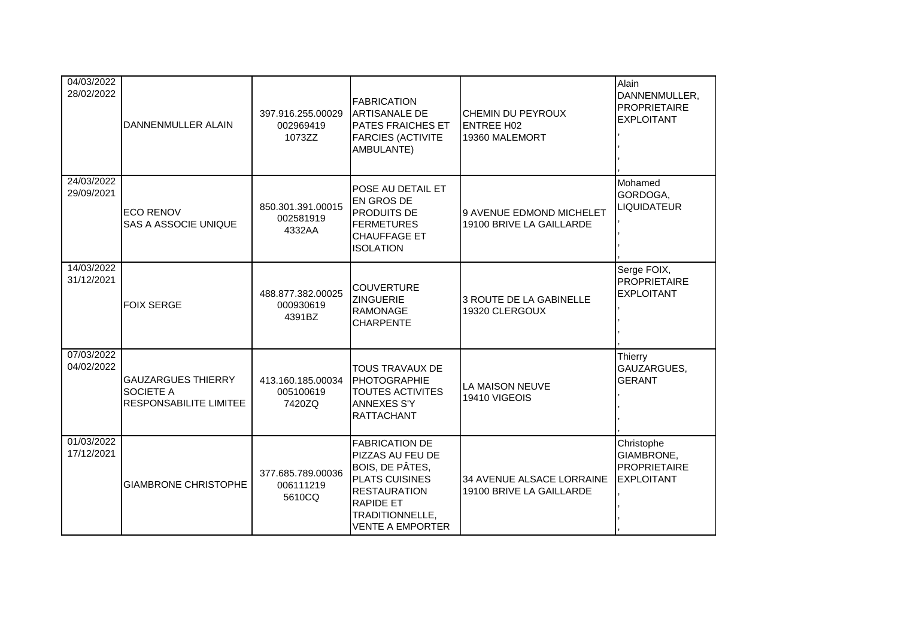| | | | | | |
|---|---|---|---|---|---|
| 04/03/2022<br>28/02/2022 | DANNENMULLER ALAIN | 397.916.255.00029<br>002969419<br>1073ZZ | FABRICATION ARTISANALE DE PATES FRAICHES ET FARCIES (ACTIVITE AMBULANTE) | CHEMIN DU PEYROUX<br>ENTREE H02<br>19360 MALEMORT | Alain DANNENMULLER, PROPRIETAIRE EXPLOITANT<br>,<br>,<br>,<br>, |
| 24/03/2022<br>29/09/2021 | ECO RENOV<br>SAS A ASSOCIE UNIQUE | 850.301.391.00015<br>002581919<br>4332AA | POSE AU DETAIL ET EN GROS DE PRODUITS DE FERMETURES CHAUFFAGE ET ISOLATION | 9 AVENUE EDMOND MICHELET<br>19100 BRIVE LA GAILLARDE | Mohamed GORDOGA, LIQUIDATEUR<br>,<br>,<br>,<br>, |
| 14/03/2022<br>31/12/2021 | FOIX SERGE | 488.877.382.00025<br>000930619<br>4391BZ | COUVERTURE ZINGUERIE RAMONAGE CHARPENTE | 3 ROUTE DE LA GABINELLE<br>19320 CLERGOUX | Serge FOIX, PROPRIETAIRE EXPLOITANT<br>,<br>,<br>,<br>, |
| 07/03/2022<br>04/02/2022 | GAUZARGUES THIERRY<br>SOCIETE A RESPONSABILITE LIMITEE | 413.160.185.00034<br>005100619<br>7420ZQ | TOUS TRAVAUX DE PHOTOGRAPHIE TOUTES ACTIVITES ANNEXES S'Y RATTACHANT | LA MAISON NEUVE<br>19410 VIGEOIS | Thierry GAUZARGUES, GERANT<br>,<br>,<br>,<br>, |
| 01/03/2022<br>17/12/2021 | GIAMBRONE CHRISTOPHE | 377.685.789.00036<br>006111219<br>5610CQ | FABRICATION DE PIZZAS AU FEU DE BOIS, DE PÂTES, PLATS CUISINES RESTAURATION RAPIDE ET TRADITIONNELLE, VENTE A EMPORTER | 34 AVENUE ALSACE LORRAINE<br>19100 BRIVE LA GAILLARDE | Christophe GIAMBRONE, PROPRIETAIRE EXPLOITANT<br>,<br>,<br>,<br>, |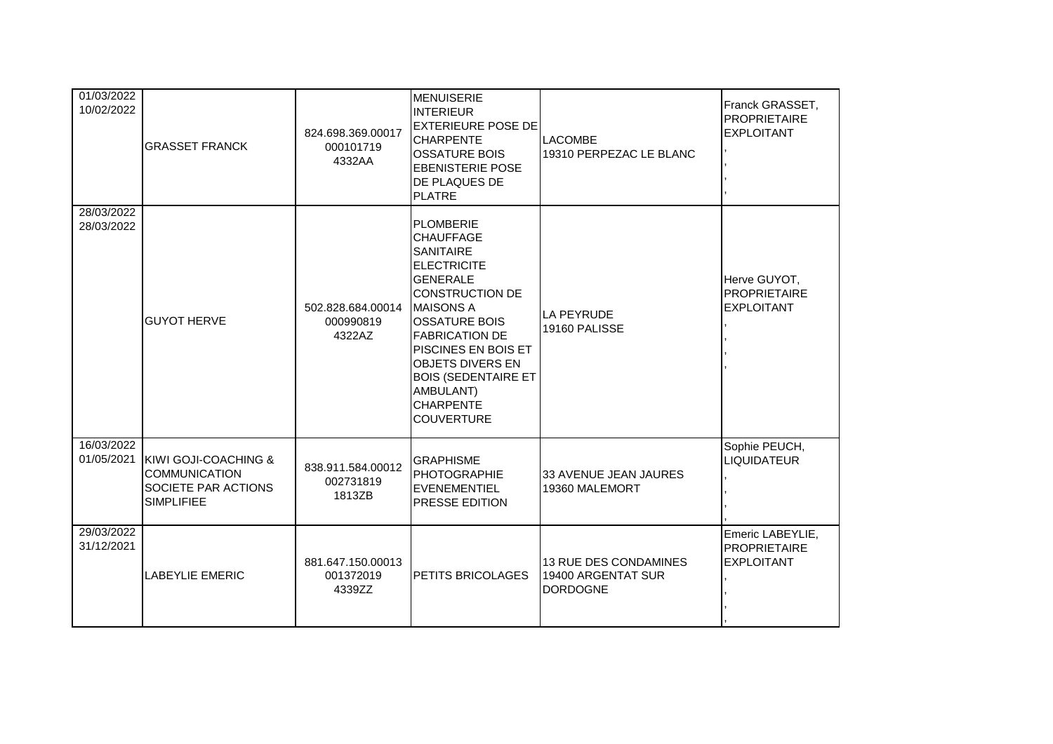| | | | | | |
|---|---|---|---|---|---|
| 01/03/2022<br>10/02/2022 | GRASSET FRANCK | 824.698.369.00017<br>000101719<br>4332AA | MENUISERIE INTERIEUR EXTERIEURE POSE DE CHARPENTE OSSATURE BOIS EBENISTERIE POSE DE PLAQUES DE PLATRE | LACOMBE<br>19310 PERPEZAC LE BLANC | Franck GRASSET, PROPRIETAIRE EXPLOITANT<br>,<br>,<br>,<br>, |
| 28/03/2022<br>28/03/2022 | GUYOT HERVE | 502.828.684.00014<br>000990819<br>4322AZ | PLOMBERIE CHAUFFAGE SANITAIRE ELECTRICITE GENERALE CONSTRUCTION DE MAISONS A OSSATURE BOIS FABRICATION DE PISCINES EN BOIS ET OBJETS DIVERS EN BOIS (SEDENTAIRE ET AMBULANT) CHARPENTE COUVERTURE | LA PEYRUDE<br>19160 PALISSE | Herve GUYOT, PROPRIETAIRE EXPLOITANT<br>,<br>,<br>,<br>, |
| 16/03/2022<br>01/05/2021 | KIWI GOJI-COACHING & COMMUNICATION SOCIETE PAR ACTIONS SIMPLIFIEE | 838.911.584.00012<br>002731819<br>1813ZB | GRAPHISME PHOTOGRAPHIE EVENEMENTIEL PRESSE EDITION | 33 AVENUE JEAN JAURES<br>19360 MALEMORT | Sophie PEUCH, LIQUIDATEUR<br>,<br>,<br>,<br>, |
| 29/03/2022<br>31/12/2021 | LABEYLIE EMERIC | 881.647.150.00013<br>001372019<br>4339ZZ | PETITS BRICOLAGES | 13 RUE DES CONDAMINES<br>19400 ARGENTAT SUR DORDOGNE | Emeric LABEYLIE, PROPRIETAIRE EXPLOITANT<br>,<br>,<br>,<br>, |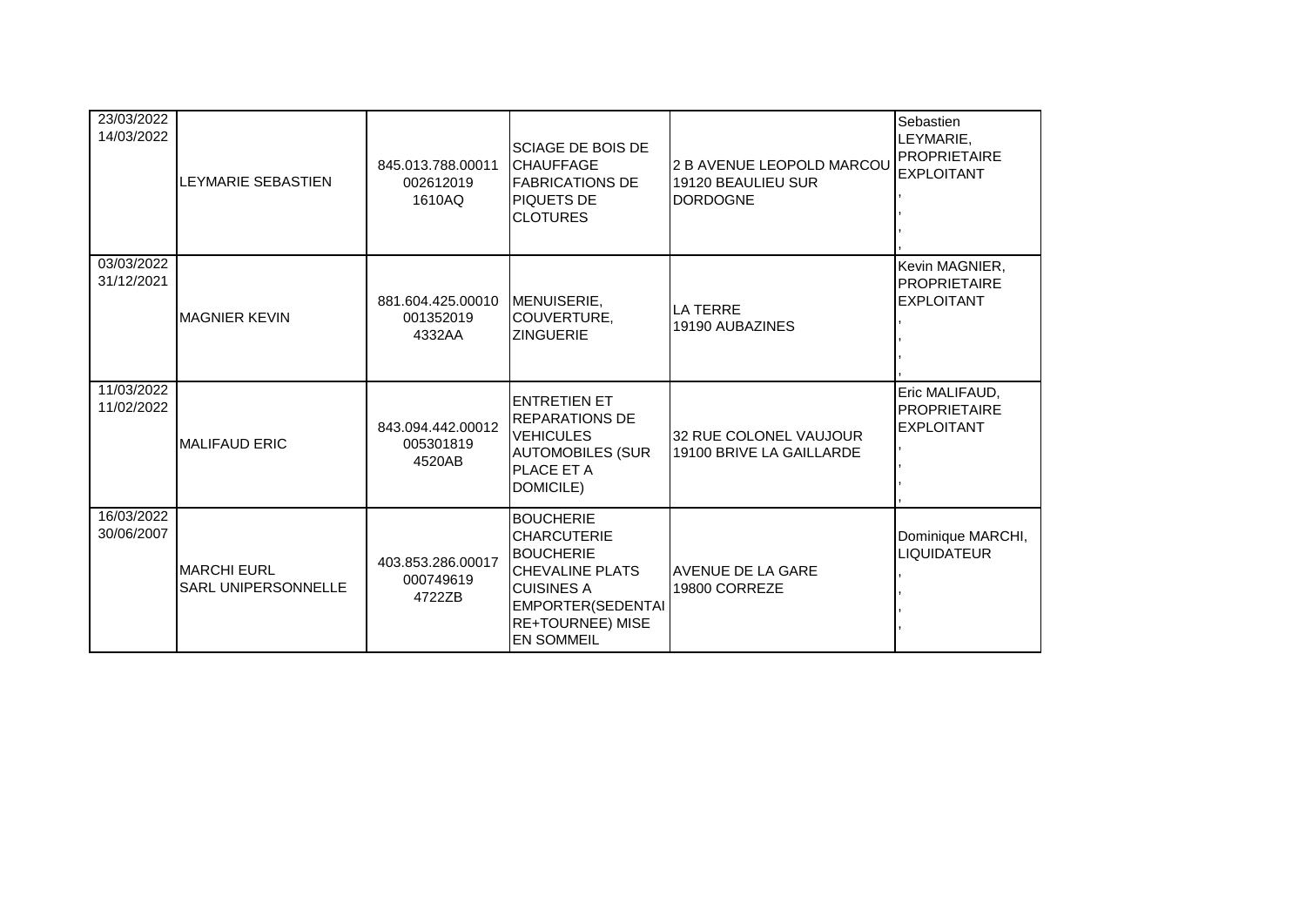| | | | | | |
|---|---|---|---|---|---|
| 23/03/2022<br>14/03/2022 | LEYMARIE SEBASTIEN | 845.013.788.00011<br>002612019<br>1610AQ | SCIAGE DE BOIS DE CHAUFFAGE FABRICATIONS DE PIQUETS DE CLOTURES | 2 B AVENUE LEOPOLD MARCOU<br>19120 BEAULIEU SUR DORDOGNE | Sebastien LEYMARIE, PROPRIETAIRE EXPLOITANT<br>,<br>,<br>,<br>, |
| 03/03/2022<br>31/12/2021 | MAGNIER KEVIN | 881.604.425.00010<br>001352019<br>4332AA | MENUISERIE, COUVERTURE, ZINGUERIE | LA TERRE<br>19190 AUBAZINES | Kevin MAGNIER, PROPRIETAIRE EXPLOITANT<br>,<br>,<br>,<br>, |
| 11/03/2022<br>11/02/2022 | MALIFAUD ERIC | 843.094.442.00012<br>005301819<br>4520AB | ENTRETIEN ET REPARATIONS DE VEHICULES AUTOMOBILES (SUR PLACE ET A DOMICILE) | 32 RUE COLONEL VAUJOUR<br>19100 BRIVE LA GAILLARDE | Eric MALIFAUD, PROPRIETAIRE EXPLOITANT<br>,<br>,<br>,<br>, |
| 16/03/2022<br>30/06/2007 | MARCHI EURL<br>SARL UNIPERSONNELLE | 403.853.286.00017<br>000749619<br>4722ZB | BOUCHERIE CHARCUTERIE BOUCHERIE CHEVALINE PLATS CUISINES A EMPORTER(SEDENTAIRE+TOURNEE) MISE EN SOMMEIL | AVENUE DE LA GARE<br>19800 CORREZE | Dominique MARCHI, LIQUIDATEUR<br>,<br>,<br>,<br>, |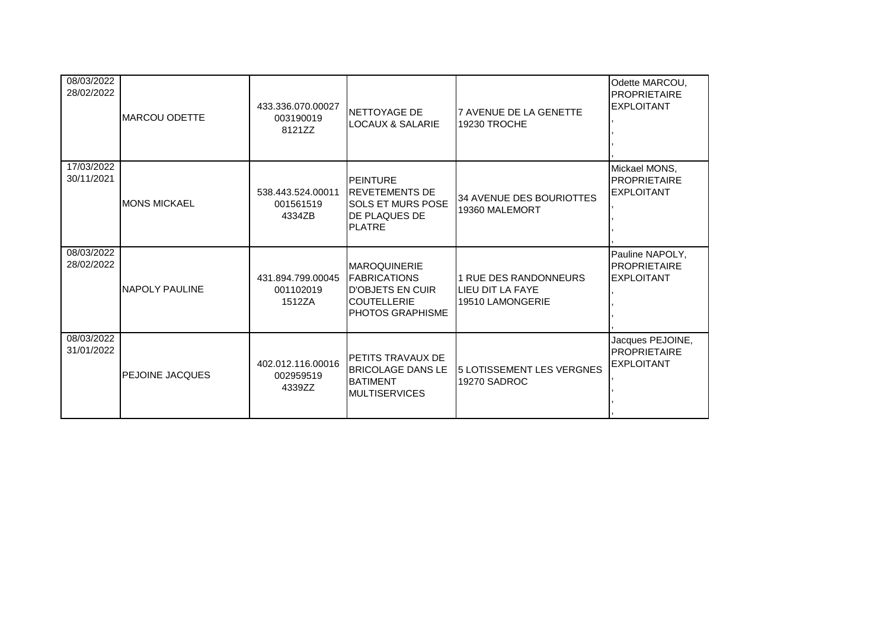| | | | | | |
|---|---|---|---|---|---|
| 08/03/2022<br>28/02/2022 | MARCOU ODETTE | 433.336.070.00027<br>003190019<br>8121ZZ | NETTOYAGE DE LOCAUX & SALARIE | 7 AVENUE DE LA GENETTE<br>19230 TROCHE | Odette MARCOU, PROPRIETAIRE EXPLOITANT<br>,<br>,<br>, |
| 17/03/2022<br>30/11/2021 | MONS MICKAEL | 538.443.524.00011<br>001561519<br>4334ZB | PEINTURE REVETEMENTS DE SOLS ET MURS POSE DE PLAQUES DE PLATRE | 34 AVENUE DES BOURIOTTES<br>19360 MALEMORT | Mickael MONS, PROPRIETAIRE EXPLOITANT<br>,<br>,<br>, |
| 08/03/2022<br>28/02/2022 | NAPOLY PAULINE | 431.894.799.00045<br>001102019<br>1512ZA | MAROQUINERIE FABRICATIONS D'OBJETS EN CUIR COUTELLERIE PHOTOS GRAPHISME | 1 RUE DES RANDONNEURS<br>LIEU DIT LA FAYE<br>19510 LAMONGERIE | Pauline NAPOLY, PROPRIETAIRE EXPLOITANT<br>,<br>,<br>, |
| 08/03/2022<br>31/01/2022 | PEJOINE JACQUES | 402.012.116.00016<br>002959519<br>4339ZZ | PETITS TRAVAUX DE BRICOLAGE DANS LE BATIMENT MULTISERVICES | 5 LOTISSEMENT LES VERGNES<br>19270 SADROC | Jacques PEJOINE, PROPRIETAIRE EXPLOITANT<br>,<br>,<br>, |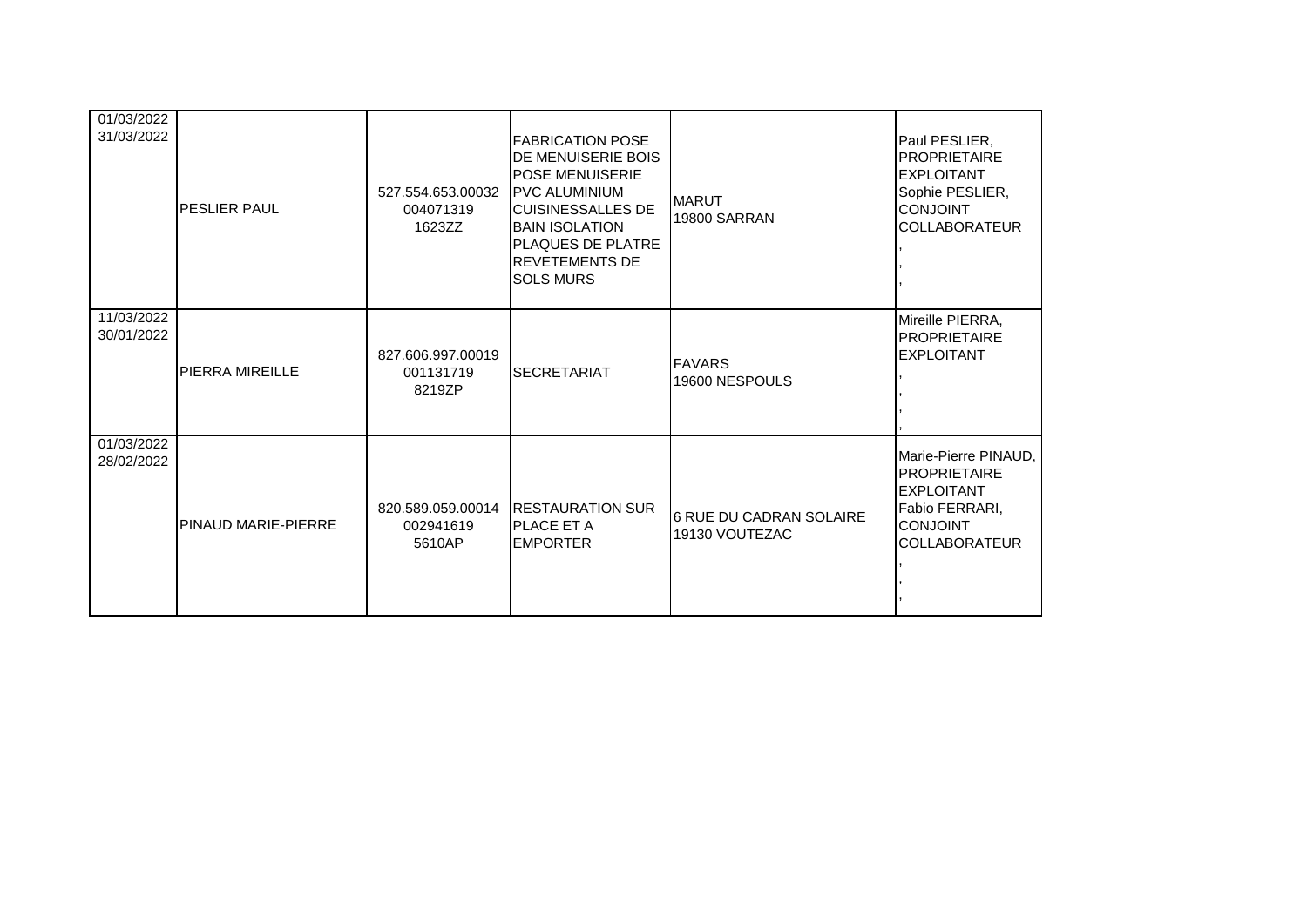| | | | | | |
|---|---|---|---|---|---|
| 01/03/2022<br>31/03/2022 | PESLIER PAUL | 527.554.653.00032<br>004071319<br>1623ZZ | FABRICATION POSE DE MENUISERIE BOIS POSE MENUISERIE PVC ALUMINIUM CUISINESSALLES DE BAIN ISOLATION PLAQUES DE PLATRE REVETEMENTS DE SOLS MURS | MARUT<br>19800 SARRAN | Paul PESLIER, PROPRIETAIRE EXPLOITANT<br>Sophie PESLIER, CONJOINT COLLABORATEUR<br>,<br>,<br>, |
| 11/03/2022<br>30/01/2022 | PIERRA MIREILLE | 827.606.997.00019<br>001131719<br>8219ZP | SECRETARIAT | FAVARS<br>19600 NESPOULS | Mireille PIERRA, PROPRIETAIRE EXPLOITANT<br>,<br>,<br>, |
| 01/03/2022<br>28/02/2022 | PINAUD MARIE-PIERRE | 820.589.059.00014<br>002941619<br>5610AP | RESTAURATION SUR PLACE ET A EMPORTER | 6 RUE DU CADRAN SOLAIRE<br>19130 VOUTEZAC | Marie-Pierre PINAUD, PROPRIETAIRE EXPLOITANT<br>Fabio FERRARI, CONJOINT COLLABORATEUR<br>,<br>,<br>, |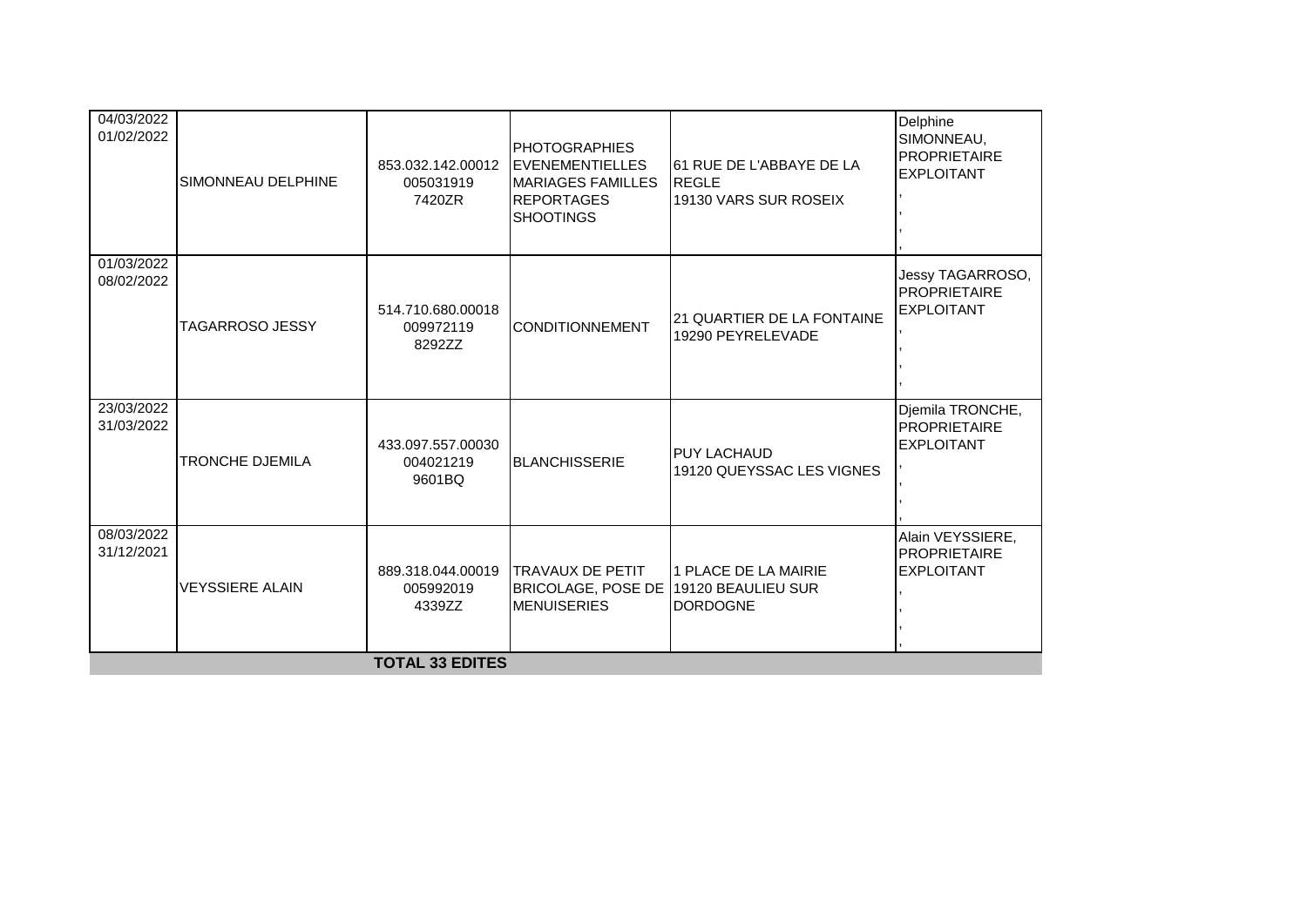| | | | | | |
|---|---|---|---|---|---|
| 04/03/2022<br>01/02/2022 | SIMONNEAU DELPHINE | 853.032.142.00012<br>005031919<br>7420ZR | PHOTOGRAPHIES EVENEMENTIELLES MARIAGES FAMILLES REPORTAGES SHOOTINGS | 61 RUE DE L'ABBAYE DE LA REGLE<br>19130 VARS SUR ROSEIX | Delphine SIMONNEAU, PROPRIETAIRE EXPLOITANT<br>,<br>,<br>,<br>, |
| 01/03/2022<br>08/02/2022 | TAGARROSO JESSY | 514.710.680.00018<br>009972119<br>8292ZZ | CONDITIONNEMENT | 21 QUARTIER DE LA FONTAINE<br>19290 PEYRELEVADE | Jessy TAGARROSO, PROPRIETAIRE EXPLOITANT<br>,<br>,<br>,<br>, |
| 23/03/2022<br>31/03/2022 | TRONCHE DJEMILA | 433.097.557.00030<br>004021219<br>9601BQ | BLANCHISSERIE | PUY LACHAUD<br>19120 QUEYSSAC LES VIGNES | Djemila TRONCHE, PROPRIETAIRE EXPLOITANT<br>,<br>,<br>,<br>, |
| 08/03/2022<br>31/12/2021 | VEYSSIERE ALAIN | 889.318.044.00019<br>005992019<br>4339ZZ | TRAVAUX DE PETIT BRICOLAGE, POSE DE MENUISERIES | 1 PLACE DE LA MAIRIE<br>19120 BEAULIEU SUR DORDOGNE | Alain VEYSSIERE, PROPRIETAIRE EXPLOITANT<br>,<br>,<br>,<br>, |

**TOTAL 33 EDITES**